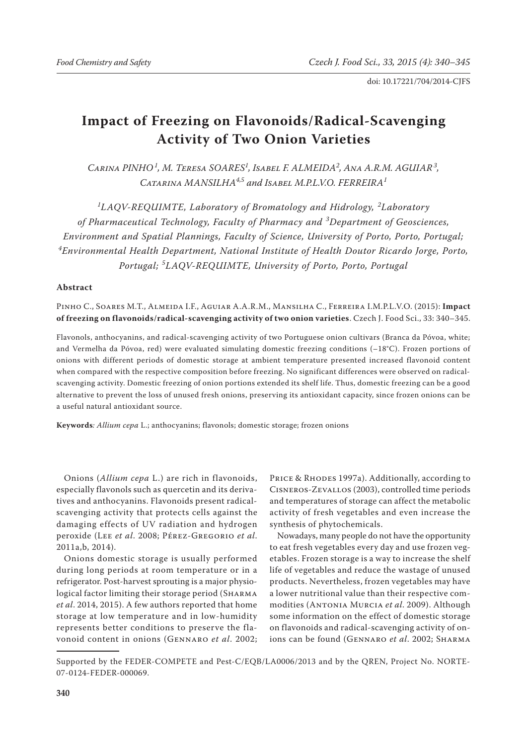doi: 10.17221/704/2014-CJFS

# Impact of Freezing on Flavonoids/Radical-Scavenging Activity of Two Onion Varieties

*Carina PINHO[1], M. Teresa SOARES[1], Isabel F. ALMEIDA[2], Ana A.R.M. AGUIAR[3], Catarina MANSILHA[4,5] and Isabel M.P.L.V.O. FERREIRA[1]*

*[1]LAQV-REQUIMTE, Laboratory of Bromatology and Hidrology, [2]Laboratory of Pharmaceutical Technology, Faculty of Pharmacy and [3]Department of Geosciences, Environment and Spatial Plannings, Faculty of Science, University of Porto, Porto, Portugal; [4]Environmental Health Department, National Institute of Health Doutor Ricardo Jorge, Porto, Portugal; [5]LAQV-REQUIMTE, University of Porto, Porto, Portugal*

## Abstract

Pinho C., Soares M.T., Almeida I.F., Aguiar A.A.R.M., Mansilha C., Ferreira I.M.P.L.V.O. (2015): **Impact of freezing on flavonoids/radical-scavenging activity of two onion varieties**. Czech J. Food Sci., 33: 340–345.

Flavonols, anthocyanins, and radical-scavenging activity of two Portuguese onion cultivars (Branca da Póvoa, white; and Vermelha da Póvoa, red) were evaluated simulating domestic freezing conditions (–18°C). Frozen portions of onions with different periods of domestic storage at ambient temperature presented increased flavonoid content when compared with the respective composition before freezing. No significant differences were observed on radical-scavenging activity. Domestic freezing of onion portions extended its shelf life. Thus, domestic freezing can be a good alternative to prevent the loss of unused fresh onions, preserving its antioxidant capacity, since frozen onions can be a useful natural antioxidant source.

**Keywords***:* *Allium cepa* L.; anthocyanins; flavonols; domestic storage; frozen onions

Onions (*Allium cepa* L.) are rich in flavonoids, especially flavonols such as quercetin and its derivatives and anthocyanins. Flavonoids present radical-scavenging activity that protects cells against the damaging effects of UV radiation and hydrogen peroxide (Lee *et al.* 2008; Pérez-Gregorio *et al.* 2011a,b, 2014).

Onions domestic storage is usually performed during long periods at room temperature or in a refrigerator. Post-harvest sprouting is a major physiological factor limiting their storage period (Sharma *et al*. 2014, 2015). A few authors reported that home storage at low temperature and in low-humidity represents better conditions to preserve the flavonoid content in onions (Gennaro *et al*. 2002; Price & Rhodes 1997a). Additionally, according to Cisneros-Zevallos (2003), controlled time periods and temperatures of storage can affect the metabolic activity of fresh vegetables and even increase the synthesis of phytochemicals.

Nowadays, many people do not have the opportunity to eat fresh vegetables every day and use frozen vegetables. Frozen storage is a way to increase the shelf life of vegetables and reduce the wastage of unused products. Nevertheless, frozen vegetables may have a lower nutritional value than their respective commodities (Antonia Murcia *et al.* 2009). Although some information on the effect of domestic storage on flavonoids and radical-scavenging activity of onions can be found (Gennaro *et al.* 2002; Sharma

Supported by the FEDER-COMPETE and Pest-C/EQB/LA0006/2013 and by the QREN, Project No. NORTE-07-0124-FEDER-000069.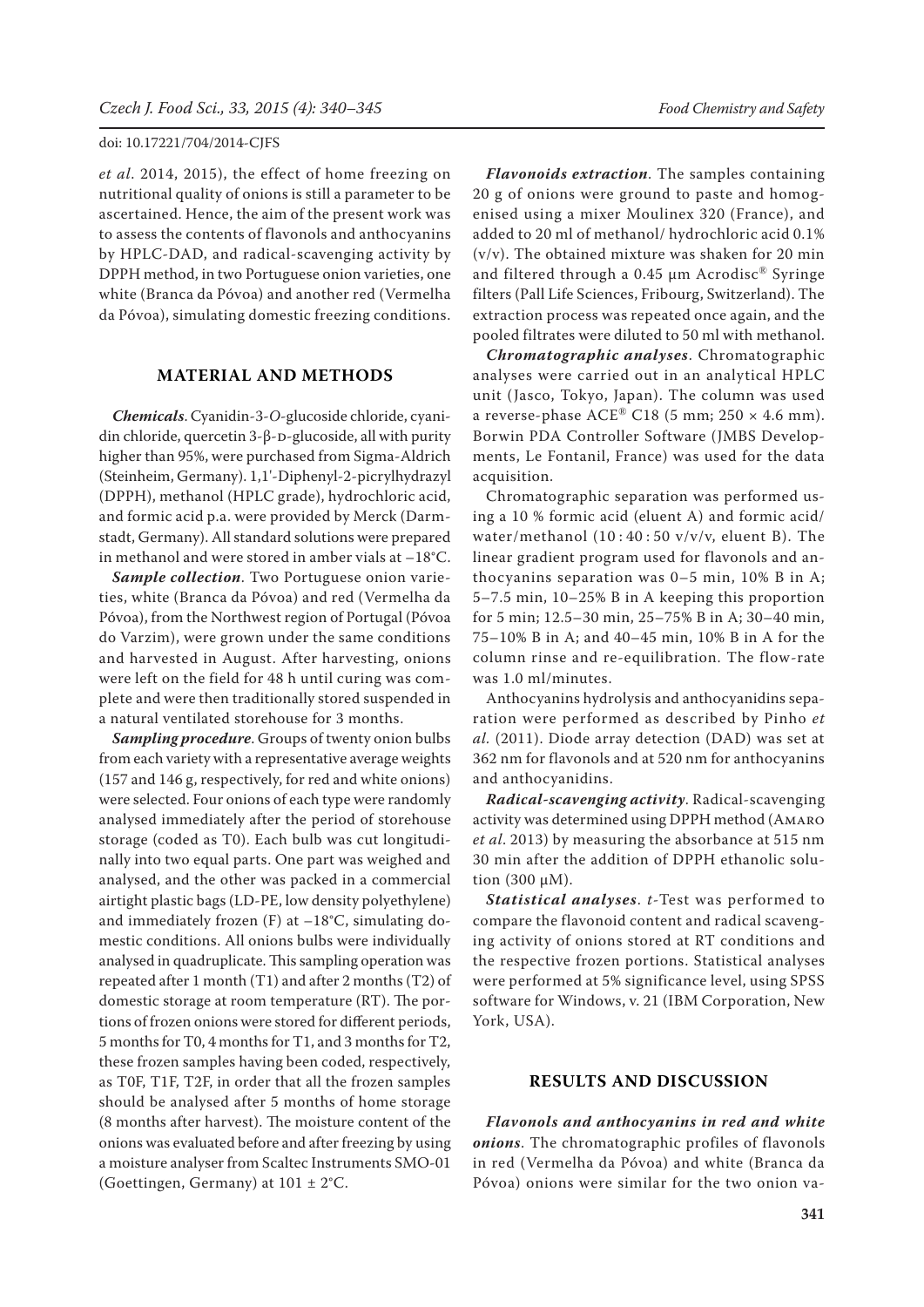*et al*. 2014, 2015), the effect of home freezing on nutritional quality of onions is still a parameter to be ascertained. Hence, the aim of the present work was to assess the contents of flavonols and anthocyanins by HPLC-DAD, and radical-scavenging activity by DPPH method, in two Portuguese onion varieties, one white (Branca da Póvoa) and another red (Vermelha da Póvoa), simulating domestic freezing conditions.

## MATERIAL AND METHODS

***Chemicals***. Cyanidin-3-*O*-glucoside chloride, cyanidin chloride, quercetin 3-β-D-glucoside, all with purity higher than 95%, were purchased from Sigma-Aldrich (Steinheim, Germany). 1,1'-Diphenyl-2-picrylhydrazyl (DPPH), methanol (HPLC grade), hydrochloric acid, and formic acid p.a. were provided by Merck (Darmstadt, Germany). All standard solutions were prepared in methanol and were stored in amber vials at –18°C.

***Sample collection***. Two Portuguese onion varieties, white (Branca da Póvoa) and red (Vermelha da Póvoa), from the Northwest region of Portugal (Póvoa do Varzim), were grown under the same conditions and harvested in August. After harvesting, onions were left on the field for 48 h until curing was complete and were then traditionally stored suspended in a natural ventilated storehouse for 3 months.

***Sampling procedure***. Groups of twenty onion bulbs from each variety with a representative average weights (157 and 146 g, respectively, for red and white onions) were selected. Four onions of each type were randomly analysed immediately after the period of storehouse storage (coded as T0). Each bulb was cut longitudinally into two equal parts. One part was weighed and analysed, and the other was packed in a commercial airtight plastic bags (LD-PE, low density polyethylene) and immediately frozen (F) at –18°C, simulating domestic conditions. All onions bulbs were individually analysed in quadruplicate. This sampling operation was repeated after 1 month (T1) and after 2 months (T2) of domestic storage at room temperature (RT). The portions of frozen onions were stored for different periods, 5 months for T0, 4 months for T1, and 3 months for T2, these frozen samples having been coded, respectively, as T0F, T1F, T2F, in order that all the frozen samples should be analysed after 5 months of home storage (8 months after harvest). The moisture content of the onions was evaluated before and after freezing by using a moisture analyser from Scaltec Instruments SMO-01 (Goettingen, Germany) at 101 ± 2°C.

***Flavonoids extraction***. The samples containing 20 g of onions were ground to paste and homogenised using a mixer Moulinex 320 (France), and added to 20 ml of methanol/ hydrochloric acid 0.1% (v/v). The obtained mixture was shaken for 20 min and filtered through a 0.45 µm Acrodisc® Syringe filters (Pall Life Sciences, Fribourg, Switzerland). The extraction process was repeated once again, and the pooled filtrates were diluted to 50 ml with methanol.

***Chromatographic analyses***. Chromatographic analyses were carried out in an analytical HPLC unit (Jasco, Tokyo, Japan). The column was used a reverse-phase ACE® C18 (5 mm; 250 × 4.6 mm). Borwin PDA Controller Software (JMBS Developments, Le Fontanil, France) was used for the data acquisition.

Chromatographic separation was performed using a 10 % formic acid (eluent A) and formic acid/ water/methanol (10 : 40 : 50 v/v/v, eluent B). The linear gradient program used for flavonols and anthocyanins separation was 0–5 min, 10% B in A; 5–7.5 min, 10–25% B in A keeping this proportion for 5 min; 12.5–30 min, 25–75% B in A; 30–40 min, 75–10% B in A; and 40–45 min, 10% B in A for the column rinse and re-equilibration. The flow-rate was 1.0 ml/minutes.

Anthocyanins hydrolysis and anthocyanidins separation were performed as described by Pinho *et al.* (2011). Diode array detection (DAD) was set at 362 nm for flavonols and at 520 nm for anthocyanins and anthocyanidins.

***Radical-scavenging activity***. Radical-scavenging activity was determined using DPPH method (Amaro *et al*. 2013) by measuring the absorbance at 515 nm 30 min after the addition of DPPH ethanolic solution (300 µM).

***Statistical analyses***. *t*-Test was performed to compare the flavonoid content and radical scavenging activity of onions stored at RT conditions and the respective frozen portions. Statistical analyses were performed at 5% significance level, using SPSS software for Windows, v. 21 (IBM Corporation, New York, USA).

## RESULTS AND DISCUSSION

***Flavonols and anthocyanins in red and white onions***. The chromatographic profiles of flavonols in red (Vermelha da Póvoa) and white (Branca da Póvoa) onions were similar for the two onion va-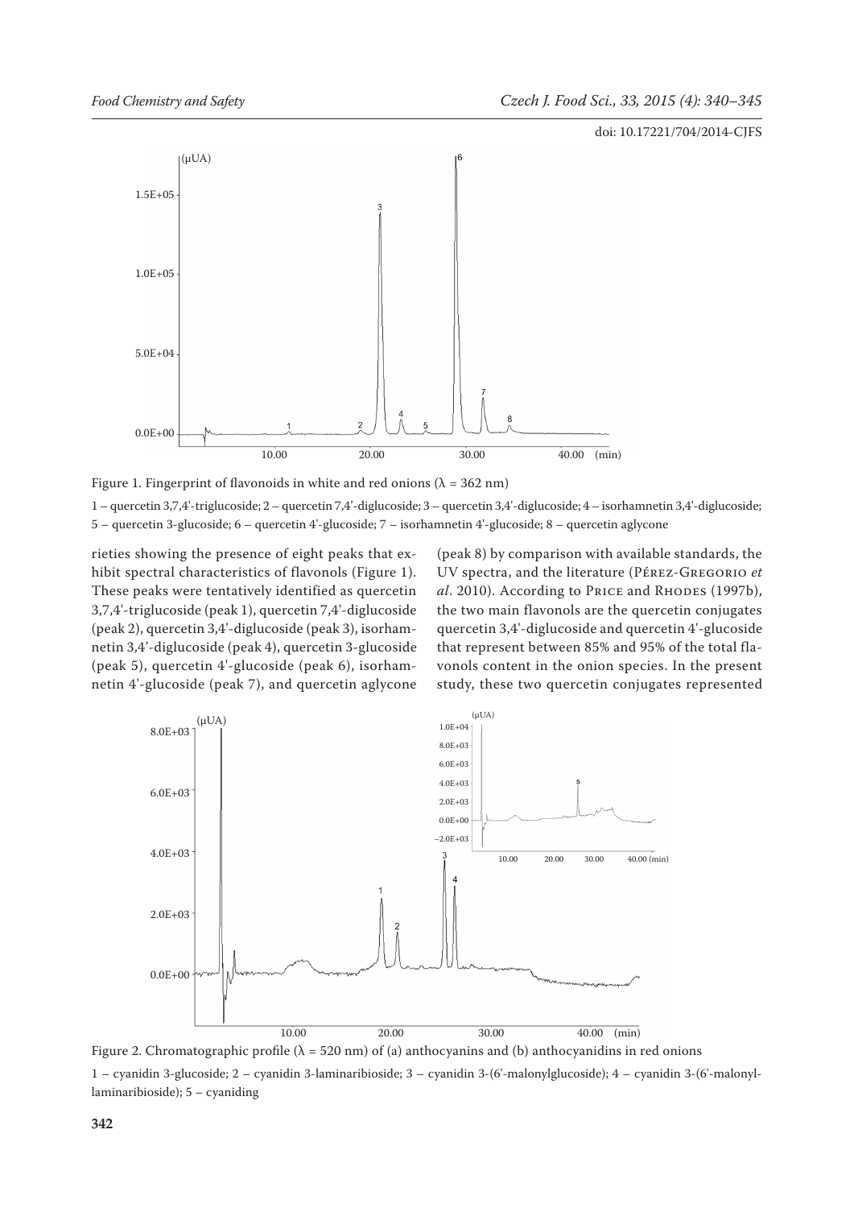Figure 1. Fingerprint of flavonoids in white and red onions (λ = 362 nm)

1 – quercetin 3,7,4'-triglucoside; 2 – quercetin 7,4'-diglucoside; 3 – quercetin 3,4'-diglucoside; 4 – isorhamnetin 3,4'-diglucoside; 5 – quercetin 3-glucoside; 6 – quercetin 4'-glucoside; 7 – isorhamnetin 4'-glucoside; 8 – quercetin aglycone

rieties showing the presence of eight peaks that exhibit spectral characteristics of flavonols (Figure 1). These peaks were tentatively identified as quercetin 3,7,4'-triglucoside (peak 1), quercetin 7,4'-diglucoside (peak 2), quercetin 3,4'-diglucoside (peak 3), isorhamnetin 3,4'-diglucoside (peak 4), quercetin 3-glucoside (peak 5), quercetin 4'-glucoside (peak 6), isorhamnetin 4'-glucoside (peak 7), and quercetin aglycone (peak 8) by comparison with available standards, the UV spectra, and the literature (Pérez-Gregorio *et al.* 2010). According to Price and Rhodes (1997b), the two main flavonols are the quercetin conjugates quercetin 3,4'-diglucoside and quercetin 4'-glucoside that represent between 85% and 95% of the total flavonols content in the onion species. In the present study, these two quercetin conjugates represented

Figure 2. Chromatographic profile (λ = 520 nm) of (a) anthocyanins and (b) anthocyanidins in red onions

1 – cyanidin 3-glucoside; 2 – cyanidin 3-laminaribioside; 3 – cyanidin 3-(6'-malonylglucoside); 4 – cyanidin 3-(6'-malonyl-laminaribioside); 5 – cyaniding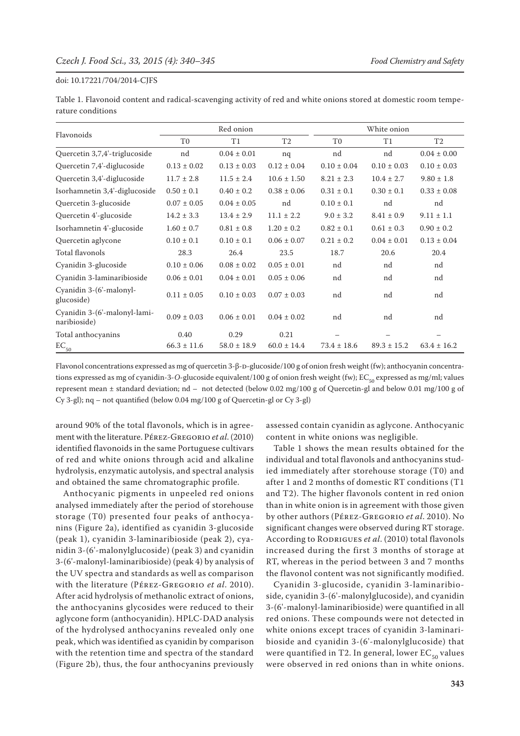Table 1. Flavonoid content and radical-scavenging activity of red and white onions stored at domestic room temperature conditions

| Flavonoids | Red onion | | | White onion | | |
|---|---|---|---|---|---|---|
| | T0 | T1 | T2 | T0 | T1 | T2 |
| Quercetin 3,7,4'-triglucoside | nd | 0.04 ± 0.01 | nq | nd | nd | 0.04 ± 0.00 |
| Quercetin 7,4'-diglucoside | 0.13 ± 0.02 | 0.13 ± 0.03 | 0.12 ± 0.04 | 0.10 ± 0.04 | 0.10 ± 0.03 | 0.10 ± 0.03 |
| Quercetin 3,4'-diglucoside | 11.7 ± 2.8 | 11.5 ± 2.4 | 10.6 ± 1.50 | 8.21 ± 2.3 | 10.4 ± 2.7 | 9.80 ± 1.8 |
| Isorhamnetin 3,4'-diglucoside | 0.50 ± 0.1 | 0.40 ± 0.2 | 0.38 ± 0.06 | 0.31 ± 0.1 | 0.30 ± 0.1 | 0.33 ± 0.08 |
| Quercetin 3-glucoside | 0.07 ± 0.05 | 0.04 ± 0.05 | nd | 0.10 ± 0.1 | nd | nd |
| Quercetin 4'-glucoside | 14.2 ± 3.3 | 13.4 ± 2.9 | 11.1 ± 2.2 | 9.0 ± 3.2 | 8.41 ± 0.9 | 9.11 ± 1.1 |
| Isorhamnetin 4'-glucoside | 1.60 ± 0.7 | 0.81 ± 0.8 | 1.20 ± 0.2 | 0.82 ± 0.1 | 0.61 ± 0.3 | 0.90 ± 0.2 |
| Quercetin aglycone | 0.10 ± 0.1 | 0.10 ± 0.1 | 0.06 ± 0.07 | 0.21 ± 0.2 | 0.04 ± 0.01 | 0.13 ± 0.04 |
| Total flavonols | 28.3 | 26.4 | 23.5 | 18.7 | 20.6 | 20.4 |
| Cyanidin 3-glucoside | 0.10 ± 0.06 | 0.08 ± 0.02 | 0.05 ± 0.01 | nd | nd | nd |
| Cyanidin 3-laminaribioside | 0.06 ± 0.01 | 0.04 ± 0.01 | 0.05 ± 0.06 | nd | nd | nd |
| Cyanidin 3-(6'-malonyl-glucoside) | 0.11 ± 0.05 | 0.10 ± 0.03 | 0.07 ± 0.03 | nd | nd | nd |
| Cyanidin 3-(6'-malonyl-laminaribioside) | 0.09 ± 0.03 | 0.06 ± 0.01 | 0.04 ± 0.02 | nd | nd | nd |
| Total anthocyanins | 0.40 | 0.29 | 0.21 | – | – | – |
| $EC_{50}$ | 66.3 ± 11.6 | 58.0 ± 18.9 | 60.0 ± 14.4 | 73.4 ± 18.6 | 89.3 ± 15.2 | 63.4 ± 16.2 |

Flavonol concentrations expressed as mg of quercetin 3-β-D-glucoside/100 g of onion fresh weight (fw); anthocyanin concentrations expressed as mg of cyanidin-3-*O*-glucoside equivalent/100 g of onion fresh weight (fw); $EC_{50}$ expressed as mg/ml; values represent mean ± standard deviation; nd – not detected (below 0.02 mg/100 g of Quercetin-gl and below 0.01 mg/100 g of Cy 3-gl); nq – not quantified (below 0.04 mg/100 g of Quercetin-gl or Cy 3-gl)

around 90% of the total flavonols, which is in agreement with the literature. Pérez-Gregorio *et al.* (2010) identified flavonoids in the same Portuguese cultivars of red and white onions through acid and alkaline hydrolysis, enzymatic autolysis, and spectral analysis and obtained the same chromatographic profile.

Anthocyanic pigments in unpeeled red onions analysed immediately after the period of storehouse storage (T0) presented four peaks of anthocyanins (Figure 2a), identified as cyanidin 3-glucoside (peak 1), cyanidin 3-laminaribioside (peak 2), cyanidin 3-(6'-malonylglucoside) (peak 3) and cyanidin 3-(6'-malonyl-laminaribioside) (peak 4) by analysis of the UV spectra and standards as well as comparison with the literature (Pérez-Gregorio *et al.* 2010). After acid hydrolysis of methanolic extract of onions, the anthocyanins glycosides were reduced to their aglycone form (anthocyanidin). HPLC-DAD analysis of the hydrolysed anthocyanins revealed only one peak, which was identified as cyanidin by comparison with the retention time and spectra of the standard (Figure 2b), thus, the four anthocyanins previously assessed contain cyanidin as aglycone. Anthocyanic content in white onions was negligible.

Table 1 shows the mean results obtained for the individual and total flavonols and anthocyanins studied immediately after storehouse storage (T0) and after 1 and 2 months of domestic RT conditions (T1 and T2). The higher flavonols content in red onion than in white onion is in agreement with those given by other authors (Pérez-Gregorio *et al.* 2010). No significant changes were observed during RT storage. According to Rodrigues *et al.* (2010) total flavonols increased during the first 3 months of storage at RT, whereas in the period between 3 and 7 months the flavonol content was not significantly modified.

Cyanidin 3-glucoside, cyanidin 3-laminaribioside, cyanidin 3-(6'-malonylglucoside), and cyanidin 3-(6'-malonyl-laminaribioside) were quantified in all red onions. These compounds were not detected in white onions except traces of cyanidin 3-laminaribioside and cyanidin 3-(6'-malonylglucoside) that were quantified in T2. In general, lower $EC_{50}$ values were observed in red onions than in white onions.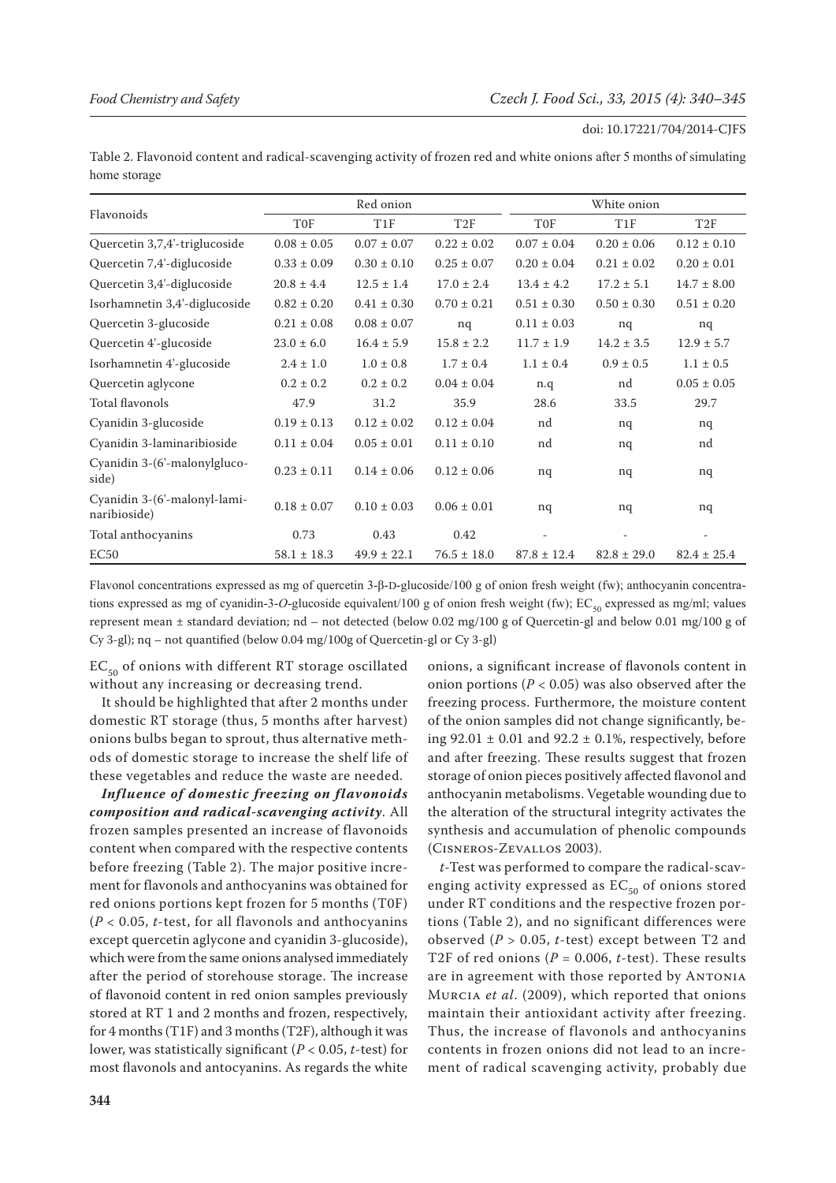Table 2. Flavonoid content and radical-scavenging activity of frozen red and white onions after 5 months of simulating home storage

| Flavonoids | Red onion | | | White onion | | |
|---|---|---|---|---|---|---|
| | T0F | T1F | T2F | T0F | T1F | T2F |
| Quercetin 3,7,4'-triglucoside | 0.08 ± 0.05 | 0.07 ± 0.07 | 0.22 ± 0.02 | 0.07 ± 0.04 | 0.20 ± 0.06 | 0.12 ± 0.10 |
| Quercetin 7,4'-diglucoside | 0.33 ± 0.09 | 0.30 ± 0.10 | 0.25 ± 0.07 | 0.20 ± 0.04 | 0.21 ± 0.02 | 0.20 ± 0.01 |
| Quercetin 3,4'-diglucoside | 20.8 ± 4.4 | 12.5 ± 1.4 | 17.0 ± 2.4 | 13.4 ± 4.2 | 17.2 ± 5.1 | 14.7 ± 8.00 |
| Isorhamnetin 3,4'-diglucoside | 0.82 ± 0.20 | 0.41 ± 0.30 | 0.70 ± 0.21 | 0.51 ± 0.30 | 0.50 ± 0.30 | 0.51 ± 0.20 |
| Quercetin 3-glucoside | 0.21 ± 0.08 | 0.08 ± 0.07 | nq | 0.11 ± 0.03 | nq | nq |
| Quercetin 4'-glucoside | 23.0 ± 6.0 | 16.4 ± 5.9 | 15.8 ± 2.2 | 11.7 ± 1.9 | 14.2 ± 3.5 | 12.9 ± 5.7 |
| Isorhamnetin 4'-glucoside | 2.4 ± 1.0 | 1.0 ± 0.8 | 1.7 ± 0.4 | 1.1 ± 0.4 | 0.9 ± 0.5 | 1.1 ± 0.5 |
| Quercetin aglycone | 0.2 ± 0.2 | 0.2 ± 0.2 | 0.04 ± 0.04 | n.q | nd | 0.05 ± 0.05 |
| Total flavonols | 47.9 | 31.2 | 35.9 | 28.6 | 33.5 | 29.7 |
| Cyanidin 3-glucoside | 0.19 ± 0.13 | 0.12 ± 0.02 | 0.12 ± 0.04 | nd | nq | nq |
| Cyanidin 3-laminaribioside | 0.11 ± 0.04 | 0.05 ± 0.01 | 0.11 ± 0.10 | nd | nq | nd |
| Cyanidin 3-(6'-malonylglucoside) | 0.23 ± 0.11 | 0.14 ± 0.06 | 0.12 ± 0.06 | nq | nq | nq |
| Cyanidin 3-(6'-malonyl-laminaribioside) | 0.18 ± 0.07 | 0.10 ± 0.03 | 0.06 ± 0.01 | nq | nq | nq |
| Total anthocyanins | 0.73 | 0.43 | 0.42 | - | - | - |
| EC50 | 58.1 ± 18.3 | 49.9 ± 22.1 | 76.5 ± 18.0 | 87.8 ± 12.4 | 82.8 ± 29.0 | 82.4 ± 25.4 |

Flavonol concentrations expressed as mg of quercetin 3-β-D-glucoside/100 g of onion fresh weight (fw); anthocyanin concentrations expressed as mg of cyanidin-3-*O*-glucoside equivalent/100 g of onion fresh weight (fw); $EC_{50}$ expressed as mg/ml; values represent mean ± standard deviation; nd – not detected (below 0.02 mg/100 g of Quercetin-gl and below 0.01 mg/100 g of Cy 3-gl); nq – not quantified (below 0.04 mg/100g of Quercetin-gl or Cy 3-gl)

$EC_{50}$ of onions with different RT storage oscillated without any increasing or decreasing trend.

It should be highlighted that after 2 months under domestic RT storage (thus, 5 months after harvest) onions bulbs began to sprout, thus alternative methods of domestic storage to increase the shelf life of these vegetables and reduce the waste are needed.

***Influence of domestic freezing on flavonoids composition and radical-scavenging activity***. All frozen samples presented an increase of flavonoids content when compared with the respective contents before freezing (Table 2). The major positive increment for flavonols and anthocyanins was obtained for red onions portions kept frozen for 5 months (T0F) ($P < 0.05$, *t*-test, for all flavonols and anthocyanins except quercetin aglycone and cyanidin 3-glucoside), which were from the same onions analysed immediately after the period of storehouse storage. The increase of flavonoid content in red onion samples previously stored at RT 1 and 2 months and frozen, respectively, for 4 months (T1F) and 3 months (T2F), although it was lower, was statistically significant ($P < 0.05$, *t*-test) for most flavonols and antocyanins. As regards the white onions, a significant increase of flavonols content in onion portions ($P < 0.05$) was also observed after the freezing process. Furthermore, the moisture content of the onion samples did not change significantly, being 92.01 ± 0.01 and 92.2 ± 0.1%, respectively, before and after freezing. These results suggest that frozen storage of onion pieces positively affected flavonol and anthocyanin metabolisms. Vegetable wounding due to the alteration of the structural integrity activates the synthesis and accumulation of phenolic compounds (Cisneros-Zevallos 2003).

*t*-Test was performed to compare the radical-scavenging activity expressed as $EC_{50}$ of onions stored under RT conditions and the respective frozen portions (Table 2), and no significant differences were observed ($P > 0.05$, *t*-test) except between T2 and T2F of red onions ($P = 0.006$, *t*-test). These results are in agreement with those reported by Antonia Murcia *et al*. (2009), which reported that onions maintain their antioxidant activity after freezing. Thus, the increase of flavonols and anthocyanins contents in frozen onions did not lead to an increment of radical scavenging activity, probably due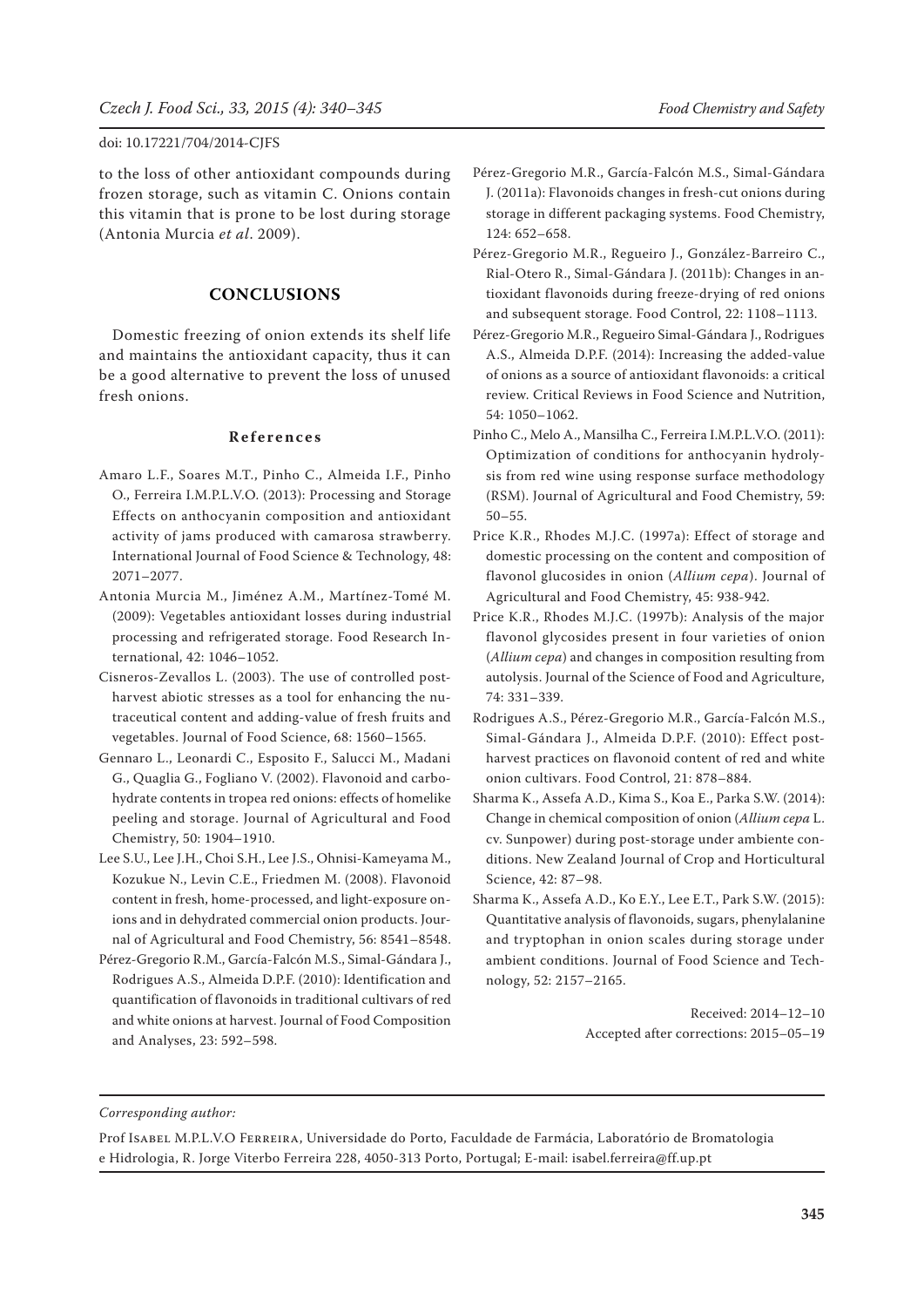to the loss of other antioxidant compounds during frozen storage, such as vitamin C. Onions contain this vitamin that is prone to be lost during storage (Antonia Murcia *et al*. 2009).

## CONCLUSIONS

Domestic freezing of onion extends its shelf life and maintains the antioxidant capacity, thus it can be a good alternative to prevent the loss of unused fresh onions.

### References

Amaro L.F., Soares M.T., Pinho C., Almeida I.F., Pinho O., Ferreira I.M.P.L.V.O. (2013): Processing and Storage Effects on anthocyanin composition and antioxidant activity of jams produced with camarosa strawberry. International Journal of Food Science & Technology, 48: 2071–2077.

Antonia Murcia M., Jiménez A.M., Martínez-Tomé M. (2009): Vegetables antioxidant losses during industrial processing and refrigerated storage. Food Research International, 42: 1046–1052.

Cisneros-Zevallos L. (2003). The use of controlled postharvest abiotic stresses as a tool for enhancing the nutraceutical content and adding-value of fresh fruits and vegetables. Journal of Food Science, 68: 1560–1565.

Gennaro L., Leonardi C., Esposito F., Salucci M., Madani G., Quaglia G., Fogliano V. (2002). Flavonoid and carbohydrate contents in tropea red onions: effects of homelike peeling and storage. Journal of Agricultural and Food Chemistry, 50: 1904–1910.

Lee S.U., Lee J.H., Choi S.H., Lee J.S., Ohnisi-Kameyama M., Kozukue N., Levin C.E., Friedmen M. (2008). Flavonoid content in fresh, home-processed, and light-exposure onions and in dehydrated commercial onion products. Journal of Agricultural and Food Chemistry, 56: 8541–8548.

Pérez-Gregorio R.M., García-Falcón M.S., Simal-Gándara J., Rodrigues A.S., Almeida D.P.F. (2010): Identification and quantification of flavonoids in traditional cultivars of red and white onions at harvest. Journal of Food Composition and Analyses, 23: 592–598.

Pérez-Gregorio M.R., García-Falcón M.S., Simal-Gándara J. (2011a): Flavonoids changes in fresh-cut onions during storage in different packaging systems. Food Chemistry, 124: 652–658.

Pérez-Gregorio M.R., Regueiro J., González-Barreiro C., Rial-Otero R., Simal-Gándara J. (2011b): Changes in antioxidant flavonoids during freeze-drying of red onions and subsequent storage. Food Control, 22: 1108–1113.

Pérez-Gregorio M.R., Regueiro Simal-Gándara J., Rodrigues A.S., Almeida D.P.F. (2014): Increasing the added-value of onions as a source of antioxidant flavonoids: a critical review. Critical Reviews in Food Science and Nutrition, 54: 1050–1062.

Pinho C., Melo A., Mansilha C., Ferreira I.M.P.L.V.O. (2011): Optimization of conditions for anthocyanin hydrolysis from red wine using response surface methodology (RSM). Journal of Agricultural and Food Chemistry, 59: 50–55.

Price K.R., Rhodes M.J.C. (1997a): Effect of storage and domestic processing on the content and composition of flavonol glucosides in onion (*Allium cepa*). Journal of Agricultural and Food Chemistry, 45: 938-942.

Price K.R., Rhodes M.J.C. (1997b): Analysis of the major flavonol glycosides present in four varieties of onion (*Allium cepa*) and changes in composition resulting from autolysis. Journal of the Science of Food and Agriculture, 74: 331–339.

Rodrigues A.S., Pérez-Gregorio M.R., García-Falcón M.S., Simal-Gándara J., Almeida D.P.F. (2010): Effect post-harvest practices on flavonoid content of red and white onion cultivars. Food Control, 21: 878–884.

Sharma K., Assefa A.D., Kima S., Koa E., Parka S.W. (2014): Change in chemical composition of onion (*Allium cepa* L. cv. Sunpower) during post-storage under ambiente conditions. New Zealand Journal of Crop and Horticultural Science, 42: 87–98.

Sharma K., Assefa A.D., Ko E.Y., Lee E.T., Park S.W. (2015): Quantitative analysis of flavonoids, sugars, phenylalanine and tryptophan in onion scales during storage under ambient conditions. Journal of Food Science and Technology, 52: 2157–2165.

Received: 2014–12–10
Accepted after corrections: 2015–05–19

*Corresponding author:*

Prof Isabel M.P.L.V.O Ferreira, Universidade do Porto, Faculdade de Farmácia, Laboratório de Bromatologia e Hidrologia, R. Jorge Viterbo Ferreira 228, 4050-313 Porto, Portugal; E-mail: isabel.ferreira@ff.up.pt